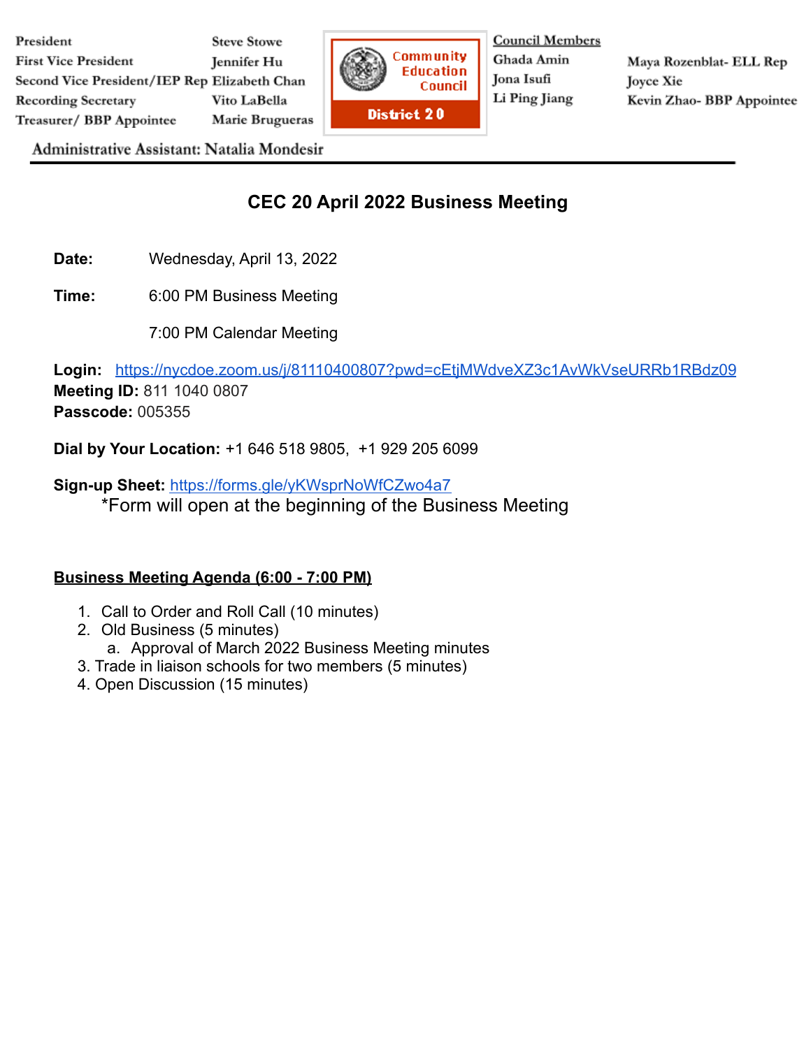| President | Steve Stowe |
| --- | --- |
| First Vice President | Jennifer Hu |
| Second Vice President/IEP Rep | Elizabeth Chan |
| Recording Secretary | Vito LaBella |
| Treasurer/ BBP Appointee | Marie Brugueras |

Community Education Council
District 20

**Council Members**

Ghada Amin
Jona Isufi
Li Ping Jiang
Maya Rozenblat- ELL Rep
Joyce Xie
Kevin Zhao- BBP Appointee

Administrative Assistant: Natalia Mondesir

# CEC 20 April 2022 Business Meeting

**Date:** Wednesday, April 13, 2022

**Time:** 6:00 PM Business Meeting

7:00 PM Calendar Meeting

**Login:** https://nycdoe.zoom.us/j/81110400807?pwd=cEtjMWdveXZ3c1AvWkVseURRb1RBdz09
**Meeting ID:** 811 1040 0807
**Passcode:** 005355

**Dial by Your Location:** +1 646 518 9805, +1 929 205 6099

**Sign-up Sheet:** https://forms.gle/yKWsprNoWfCZwo4a7
*Form will open at the beginning of the Business Meeting

**Business Meeting Agenda (6:00 - 7:00 PM)**

1. Call to Order and Roll Call (10 minutes)
2. Old Business (5 minutes)
   a. Approval of March 2022 Business Meeting minutes
3. Trade in liaison schools for two members (5 minutes)
4. Open Discussion (15 minutes)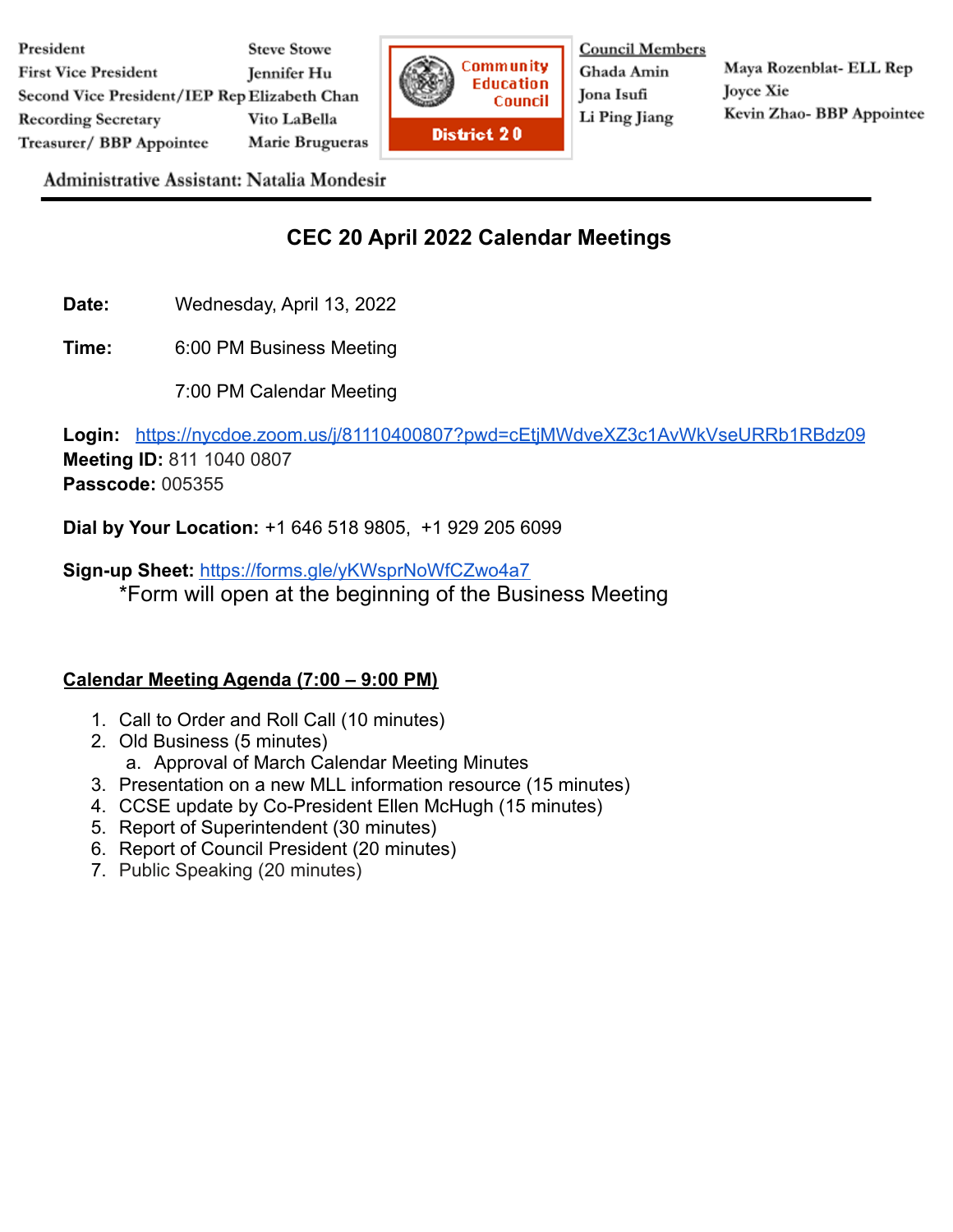| | | | | |
|---|---|---|---|---|
| President | Steve Stowe | Community Education Council District 20 | Council Members | |
| First Vice President | Jennifer Hu | | Ghada Amin | Maya Rozenblat- ELL Rep |
| Second Vice President/IEP Rep | Elizabeth Chan | | Jona Isufi | Joyce Xie |
| Recording Secretary | Vito LaBella | | Li Ping Jiang | Kevin Zhao- BBP Appointee |
| Treasurer/ BBP Appointee | Marie Brugueras | | | |

Administrative Assistant: Natalia Mondesir

# CEC 20 April 2022 Calendar Meetings

**Date:** Wednesday, April 13, 2022

**Time:** 6:00 PM Business Meeting

7:00 PM Calendar Meeting

**Login:** https://nycdoe.zoom.us/j/81110400807?pwd=cEtjMWdveXZ3c1AvWkVseURRb1RBdz09
**Meeting ID:** 811 1040 0807
**Passcode:** 005355

**Dial by Your Location:** +1 646 518 9805, +1 929 205 6099

**Sign-up Sheet:** https://forms.gle/yKWsprNoWfCZwo4a7
*Form will open at the beginning of the Business Meeting

**Calendar Meeting Agenda (7:00 – 9:00 PM)**

1. Call to Order and Roll Call (10 minutes)
2. Old Business (5 minutes)
   a. Approval of March Calendar Meeting Minutes
3. Presentation on a new MLL information resource (15 minutes)
4. CCSE update by Co-President Ellen McHugh (15 minutes)
5. Report of Superintendent (30 minutes)
6. Report of Council President (20 minutes)
7. Public Speaking (20 minutes)